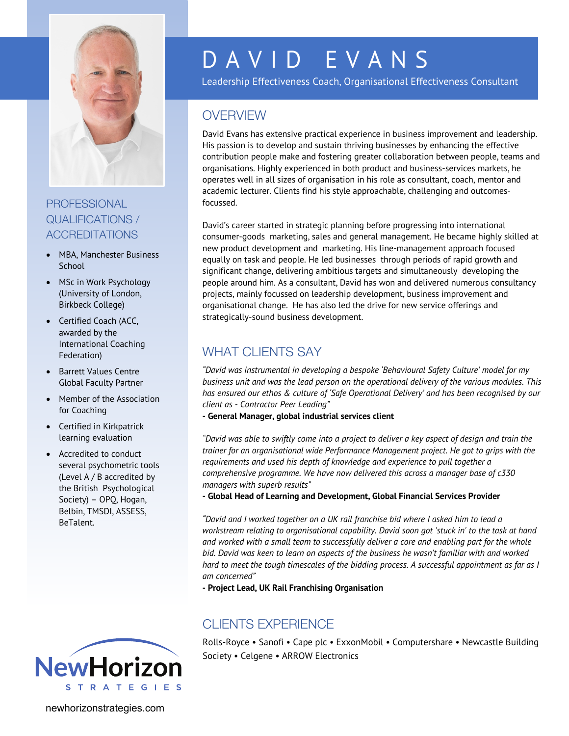# DAVID EVANS

Leadership Effectiveness Coach, Organisational Effectiveness Consultant

## OVERVIEW

David Evans has extensive practical experience in business improvement and leadership. His passion is to develop and sustain thriving businesses by enhancing the effective contribution people make and fostering greater collaboration between people, teams and organisations. Highly experienced in both product and business-services markets, he operates well in all sizes of organisation in his role as consultant, coach, mentor and academic lecturer. Clients find his style approachable, challenging and outcomes-focussed.

David's career started in strategic planning before progressing into international consumer-goods marketing, sales and general management. He became highly skilled at new product development and marketing. His line-management approach focused equally on task and people. He led businesses through periods of rapid growth and significant change, delivering ambitious targets and simultaneously developing the people around him. As a consultant, David has won and delivered numerous consultancy projects, mainly focussed on leadership development, business improvement and organisational change. He has also led the drive for new service offerings and strategically-sound business development.

## WHAT CLIENTS SAY

*"David was instrumental in developing a bespoke 'Behavioural Safety Culture' model for my business unit and was the lead person on the operational delivery of the various modules. This has ensured our ethos & culture of 'Safe Operational Delivery' and has been recognised by our client as - Contractor Peer Leading"*

**- General Manager, global industrial services client**

*"David was able to swiftly come into a project to deliver a key aspect of design and train the trainer for an organisational wide Performance Management project. He got to grips with the requirements and used his depth of knowledge and experience to pull together a comprehensive programme. We have now delivered this across a manager base of c330 managers with superb results"*

**- Global Head of Learning and Development, Global Financial Services Provider**

*"David and I worked together on a UK rail franchise bid where I asked him to lead a workstream relating to organisational capability. David soon got 'stuck in' to the task at hand and worked with a small team to successfully deliver a core and enabling part for the whole bid. David was keen to learn on aspects of the business he wasn't familiar with and worked hard to meet the tough timescales of the bidding process. A successful appointment as far as I am concerned"*

**- Project Lead, UK Rail Franchising Organisation**

## CLIENTS EXPERIENCE

Rolls-Royce • Sanofi • Cape plc • ExxonMobil • Computershare • Newcastle Building Society • Celgene • ARROW Electronics

## PROFESSIONAL QUALIFICATIONS / ACCREDITATIONS

- MBA, Manchester Business School
- MSc in Work Psychology (University of London, Birkbeck College)
- Certified Coach (ACC, awarded by the International Coaching Federation)
- Barrett Values Centre Global Faculty Partner
- Member of the Association for Coaching
- Certified in Kirkpatrick learning evaluation
- Accredited to conduct several psychometric tools (Level A / B accredited by the British Psychological Society) – OPQ, Hogan, Belbin, TMSDI, ASSESS, BeTalent.

NewHorizon STRATEGIES

newhorizonstrategies.com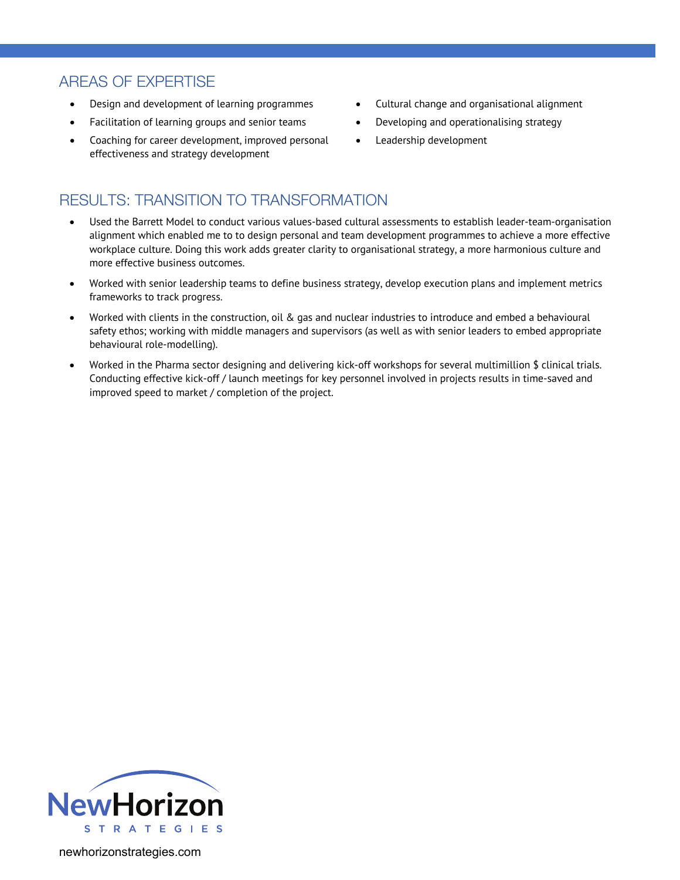## AREAS OF EXPERTISE

- Design and development of learning programmes
- Facilitation of learning groups and senior teams
- Coaching for career development, improved personal effectiveness and strategy development
- Cultural change and organisational alignment
- Developing and operationalising strategy
- Leadership development

## RESULTS: TRANSITION TO TRANSFORMATION

- Used the Barrett Model to conduct various values-based cultural assessments to establish leader-team-organisation alignment which enabled me to to design personal and team development programmes to achieve a more effective workplace culture. Doing this work adds greater clarity to organisational strategy, a more harmonious culture and more effective business outcomes.
- Worked with senior leadership teams to define business strategy, develop execution plans and implement metrics frameworks to track progress.
- Worked with clients in the construction, oil & gas and nuclear industries to introduce and embed a behavioural safety ethos; working with middle managers and supervisors (as well as with senior leaders to embed appropriate behavioural role-modelling).
- Worked in the Pharma sector designing and delivering kick-off workshops for several multimillion $ clinical trials. Conducting effective kick-off / launch meetings for key personnel involved in projects results in time-saved and improved speed to market / completion of the project.

NewHorizon STRATEGIES

newhorizonstrategies.com